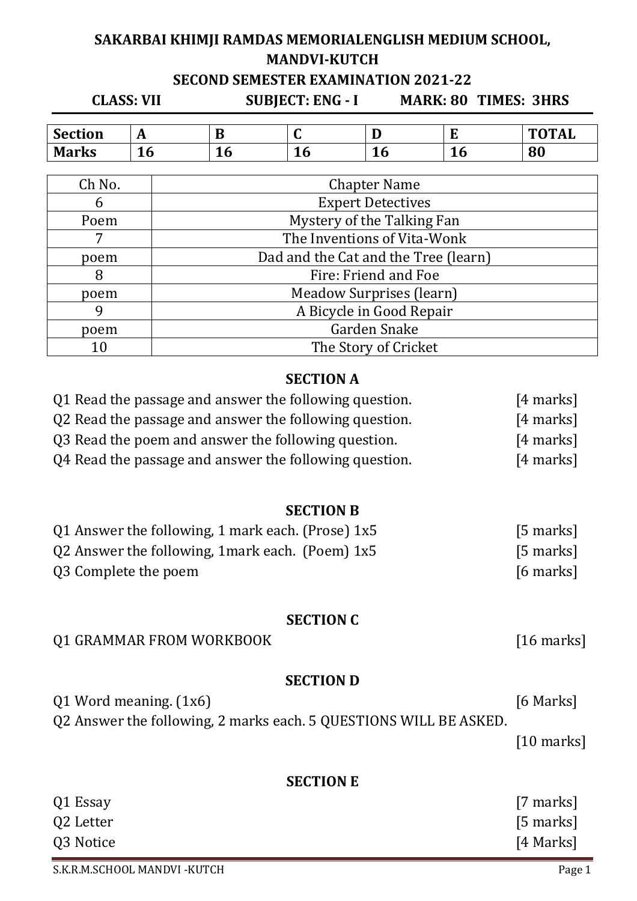# SAKARBAI KHIMJI RAMDAS MEMORIALENGLISH MEDIUM SCHOOL, MANDVI-KUTCH

## SECOND SEMESTER EXAMINATION 2021-22

**CLASS: VII** **SUBJECT: ENG - I** **MARK: 80 TIMES: 3HRS**

| Section | A | B | C | D | E | TOTAL |
|---|---|---|---|---|---|---|
| Marks | 16 | 16 | 16 | 16 | 16 | 80 |

| Ch No. | Chapter Name |
|---|---|
| 6 | Expert Detectives |
| Poem | Mystery of the Talking Fan |
| 7 | The Inventions of Vita-Wonk |
| poem | Dad and the Cat and the Tree (learn) |
| 8 | Fire: Friend and Foe |
| poem | Meadow Surprises (learn) |
| 9 | A Bicycle in Good Repair |
| poem | Garden Snake |
| 10 | The Story of Cricket |

### SECTION A

Q1 Read the passage and answer the following question. [4 marks]

Q2 Read the passage and answer the following question. [4 marks]

Q3 Read the poem and answer the following question. [4 marks]

Q4 Read the passage and answer the following question. [4 marks]

### SECTION B

Q1 Answer the following, 1 mark each. (Prose) 1x5 [5 marks]

Q2 Answer the following, 1mark each. (Poem) 1x5 [5 marks]

Q3 Complete the poem [6 marks]

### SECTION C

Q1 GRAMMAR FROM WORKBOOK [16 marks]

### SECTION D

Q1 Word meaning. (1x6) [6 Marks]

Q2 Answer the following, 2 marks each. 5 QUESTIONS WILL BE ASKED. [10 marks]

### SECTION E

Q1 Essay [7 marks]

Q2 Letter [5 marks]

Q3 Notice [4 Marks]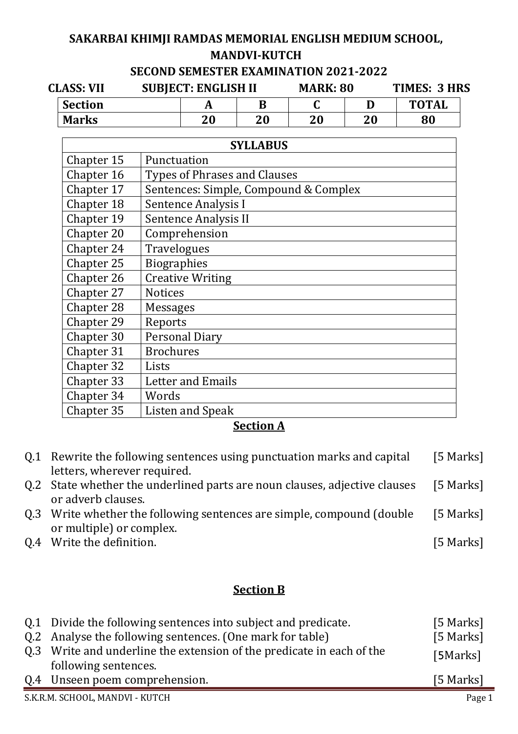# SAKARBAI KHIMJI RAMDAS MEMORIAL ENGLISH MEDIUM SCHOOL, MANDVI-KUTCH

## SECOND SEMESTER EXAMINATION 2021-2022

**CLASS: VII** **SUBJECT: ENGLISH II** **MARK: 80** **TIMES: 3 HRS**

| Section | A | B | C | D | TOTAL |
|---|---|---|---|---|---|
| Marks | 20 | 20 | 20 | 20 | 80 |

| SYLLABUS | |
|---|---|
| Chapter 15 | Punctuation |
| Chapter 16 | Types of Phrases and Clauses |
| Chapter 17 | Sentences: Simple, Compound & Complex |
| Chapter 18 | Sentence Analysis I |
| Chapter 19 | Sentence Analysis II |
| Chapter 20 | Comprehension |
| Chapter 24 | Travelogues |
| Chapter 25 | Biographies |
| Chapter 26 | Creative Writing |
| Chapter 27 | Notices |
| Chapter 28 | Messages |
| Chapter 29 | Reports |
| Chapter 30 | Personal Diary |
| Chapter 31 | Brochures |
| Chapter 32 | Lists |
| Chapter 33 | Letter and Emails |
| Chapter 34 | Words |
| Chapter 35 | Listen and Speak |

## Section A

Q.1 Rewrite the following sentences using punctuation marks and capital letters, wherever required. [5 Marks]

Q.2 State whether the underlined parts are noun clauses, adjective clauses or adverb clauses. [5 Marks]

Q.3 Write whether the following sentences are simple, compound (double or multiple) or complex. [5 Marks]

Q.4 Write the definition. [5 Marks]

## Section B

Q.1 Divide the following sentences into subject and predicate. [5 Marks]

Q.2 Analyse the following sentences. (One mark for table) [5 Marks]

Q.3 Write and underline the extension of the predicate in each of the following sentences. [5Marks]

Q.4 Unseen poem comprehension. [5 Marks]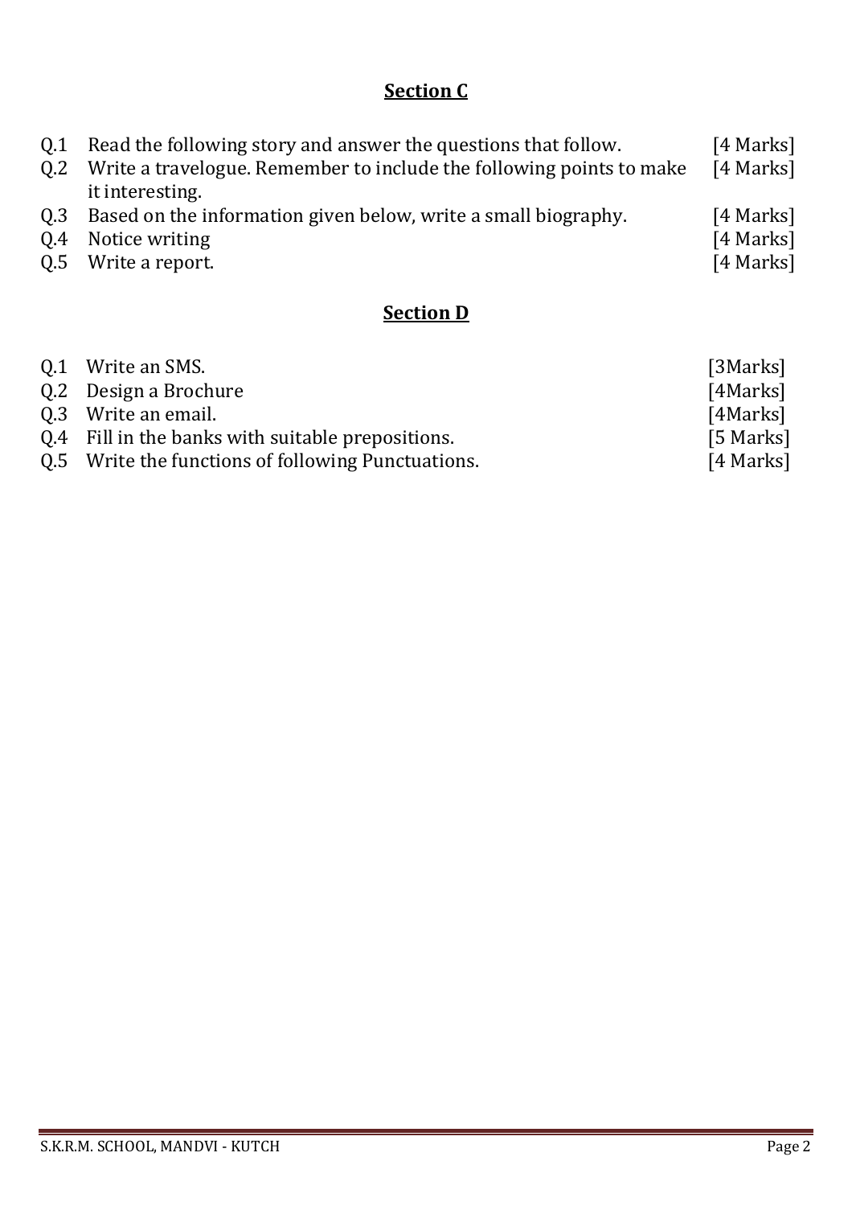## Section C

| | | |
|---|---|---|
| Q.1 | Read the following story and answer the questions that follow. | [4 Marks] |
| Q.2 | Write a travelogue. Remember to include the following points to make it interesting. | [4 Marks] |
| Q.3 | Based on the information given below, write a small biography. | [4 Marks] |
| Q.4 | Notice writing | [4 Marks] |
| Q.5 | Write a report. | [4 Marks] |

## Section D

| | | |
|---|---|---|
| Q.1 | Write an SMS. | [3Marks] |
| Q.2 | Design a Brochure | [4Marks] |
| Q.3 | Write an email. | [4Marks] |
| Q.4 | Fill in the banks with suitable prepositions. | [5 Marks] |
| Q.5 | Write the functions of following Punctuations. | [4 Marks] |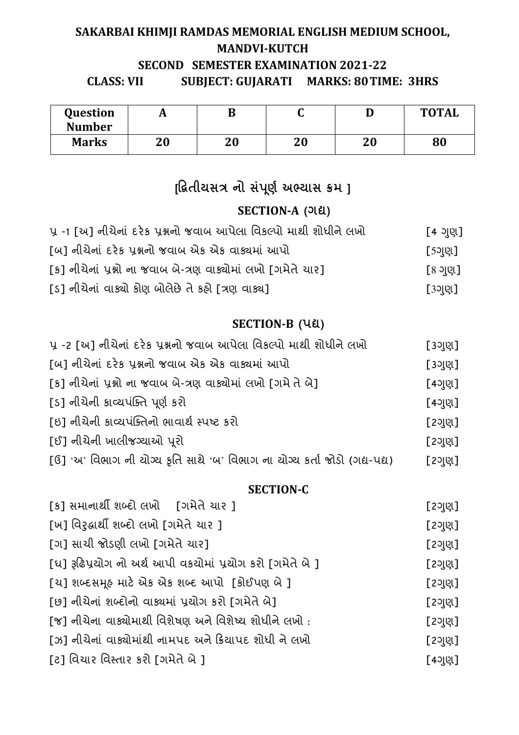# SAKARBAI KHIMJI RAMDAS MEMORIAL ENGLISH MEDIUM SCHOOL, MANDVI-KUTCH

## SECOND SEMESTER EXAMINATION 2021-22

**CLASS: VII SUBJECT: GUJARATI MARKS: 80 TIME: 3HRS**

| Question Number | A | B | C | D | TOTAL |
|---|---|---|---|---|---|
| Marks | 20 | 20 | 20 | 20 | 80 |

## [દ્વિતીયસત્ર નો સંપૂર્ણ અભ્યાસ ક્રમ ]

### SECTION-A (ગદ્ય)

પ્ર -1 [અ] નીચેનાં દરેક પ્રશ્નનો જવાબ આપેલા વિકલ્પો માથી શોધીને લખો [4 ગુણ]

[બ] નીચેનાં દરેક પ્રશ્નનો જવાબ એક એક વાક્યમાં આપો [5ગુણ]

[ક] નીચેનાં પ્રશ્નો ના જવાબ બે-ત્રણ વાક્યોમાં લખો [ગમેતે ચાર] [8 ગુણ]

[ડ] નીચેનાં વાક્યો કોણ બોલેછે તે કહો [ત્રણ વાક્ય] [3ગુણ]

### SECTION-B (પદ્ય)

પ્ર -2 [અ] નીચેનાં દરેક પ્રશ્નનો જવાબ આપેલા વિકલ્પો માથી શોધીને લખો [3ગુણ]

[બ] નીચેનાં દરેક પ્રશ્નનો જવાબ એક એક વાક્યમાં આપો [3ગુણ]

[ક] નીચેનાં પ્રશ્નો ના જવાબ બે-ત્રણ વાક્યોમાં લખો [ગમે તે બે] [4ગુણ]

[ડ] નીચેની કાવ્યપંક્તિ પૂર્ણ કરો [4ગુણ]

[ઇ] નીચેની કાવ્યપંક્તિનો ભાવાર્થ સ્પષ્ટ કરો [2ગુણ]

[ઈ] નીચેની ખાલીજગ્યાઓ પૂરો [2ગુણ]

[ઉ] 'અ' વિભાગ ની યોગ્ય કૃતિ સાથે 'બ' વિભાગ ના યોગ્ય કર્તા જોડો (ગદ્ય-પદ્ય) [2ગુણ]

### SECTION-C

[ક] સમાનાર્થી શબ્દો લખો [ગમેતે ચાર ] [2ગુણ]

[ખ] વિરુદ્ધાર્થી શબ્દો લખો [ગમેતે ચાર ] [2ગુણ]

[ગ] સાચી જોડણી લખો [ગમેતે ચાર] [2ગુણ]

[ઘ] રૂઢિપ્રયોગ નો અર્થ આપી વકયોમાં પ્રયોગ કરો [ગમેતે બે ] [2ગુણ]

[ચ] શબ્દસમૂહ માટે એક એક શબ્દ આપો [કોઈપણ બે ] [2ગુણ]

[છ] નીચેનાં શબ્દોનો વાક્યમાં પ્રયોગ કરો [ગમેતે બે] [2ગુણ]

[જ] નીચેના વાક્યોમાથી વિશેષણ અને વિશેષ્ય શોધીને લખો : [2ગુણ]

[ઝ] નીચેનાં વાક્યોમાંથી નામપદ અને ક્રિયાપદ શોધી ને લખો [2ગુણ]

[ટ] વિચાર વિસ્તાર કરો [ગમેતે બે ] [4ગુણ]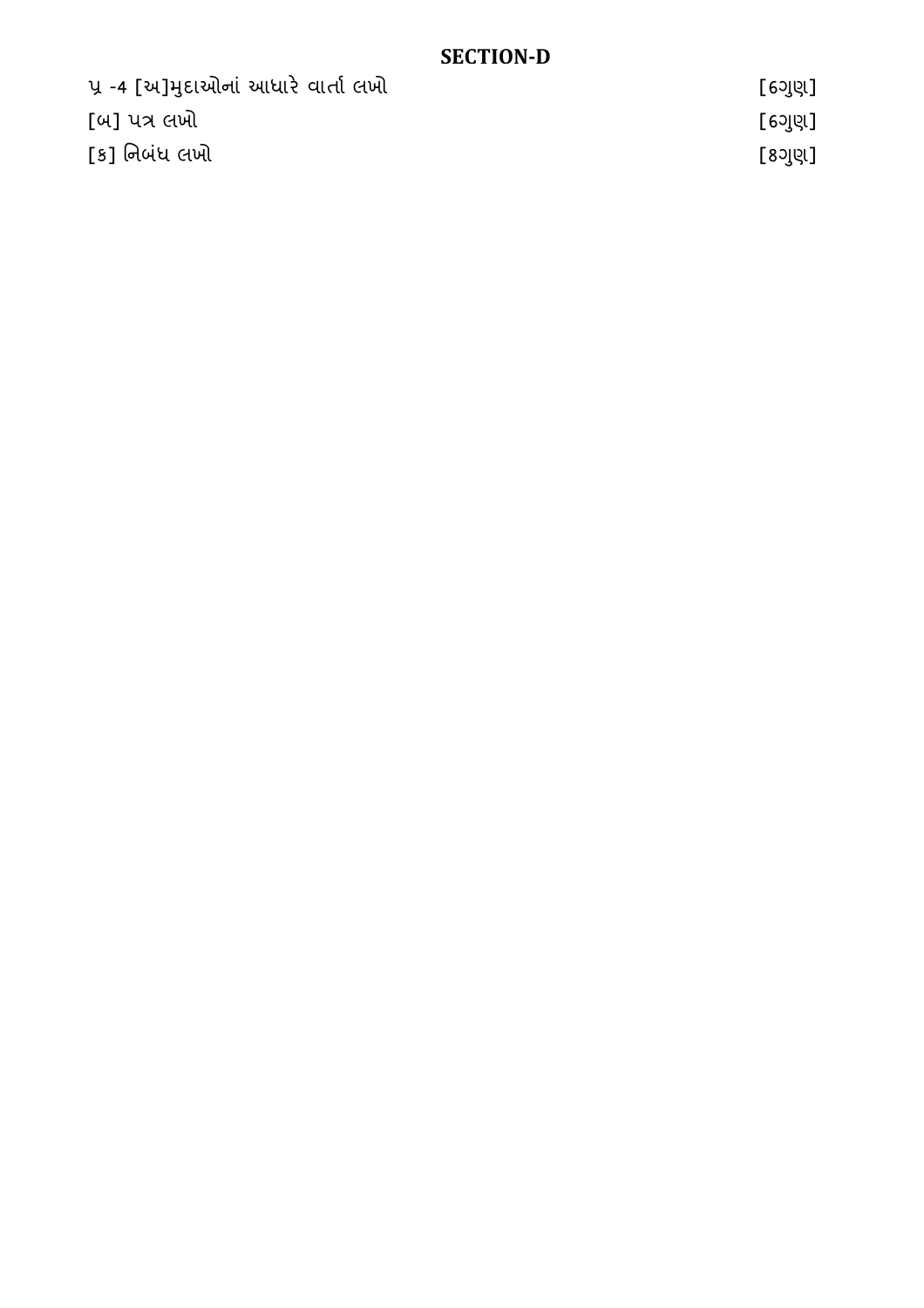## SECTION-D

પ્ર -4 [અ]મુદાઓનાં આધારે વાર્તા લખો [6ગુણ]

[બ] પત્ર લખો [6ગુણ]

[ક] નિબંધ લખો [8ગુણ]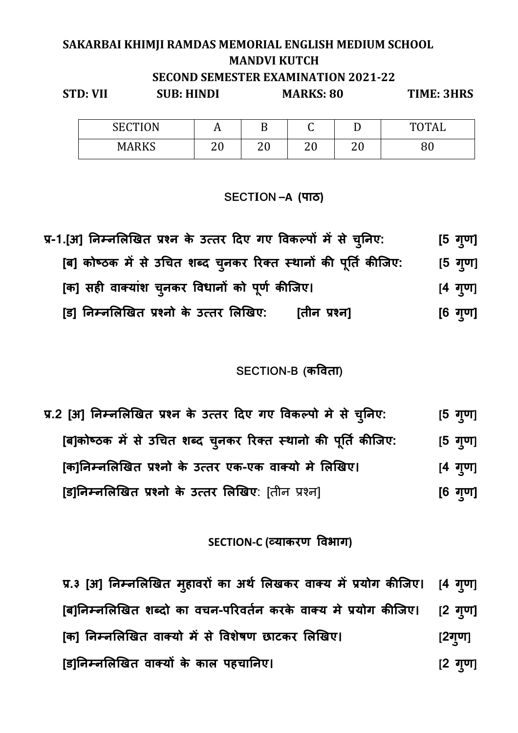**SAKARBAI KHIMJI RAMDAS MEMORIAL ENGLISH MEDIUM SCHOOL**
**MANDVI KUTCH**
**SECOND SEMESTER EXAMINATION 2021-22**

**STD: VII** **SUB: HINDI** **MARKS: 80** **TIME: 3HRS**

| SECTION | A | B | C | D | TOTAL |
|---|---|---|---|---|---|
| MARKS | 20 | 20 | 20 | 20 | 80 |

## SECTION –A (पाठ)

**प्र-1.[अ] निम्नलिखित प्रश्न के उत्तर दिए गए विकल्पों में से चुनिए:** **[5 गुण]**

**[ब] कोष्ठक में से उचित शब्द चुनकर रिक्त स्थानों की पूर्ति कीजिए:** **[5 गुण]**

**[क] सही वाक्यांश चुनकर विधानों को पूर्ण कीजिए।** **[4 गुण]**

**[ड] निम्नलिखित प्रश्नो के उत्तर लिखिए: [तीन प्रश्न]** **[6 गुण]**

## SECTION-B (कविता)

**प्र.2 [अ] निम्नलिखित प्रश्न के उत्तर दिए गए विकल्पो मे से चुनिए:** **[5 गुण]**

**[ब]कोष्ठक में से उचित शब्द चुनकर रिक्त स्थानो की पूर्ति कीजिए:** **[5 गुण]**

**[क]निम्नलिखित प्रश्नो के उत्तर एक-एक वाक्यो मे लिखिए।** **[4 गुण]**

**[ड]निम्नलिखित प्रश्नो के उत्तर लिखिए**: [तीन प्रश्न] **[6 गुण]**

## SECTION-C (व्याकरण विभाग)

**प्र.३ [अ] निम्नलिखित मुहावरों का अर्थ लिखकर वाक्य में प्रयोग कीजिए।** **[4 गुण]**

**[ब]निम्नलिखित शब्दो का वचन-परिवर्तन करके वाक्य मे प्रयोग कीजिए।** **[2 गुण]**

**[क] निम्नलिखित वाक्यो में से विशेषण छाटकर लिखिए।** **[2गुण]**

**[ड]निम्नलिखित वाक्यों के काल पहचानिए।** **[2 गुण]**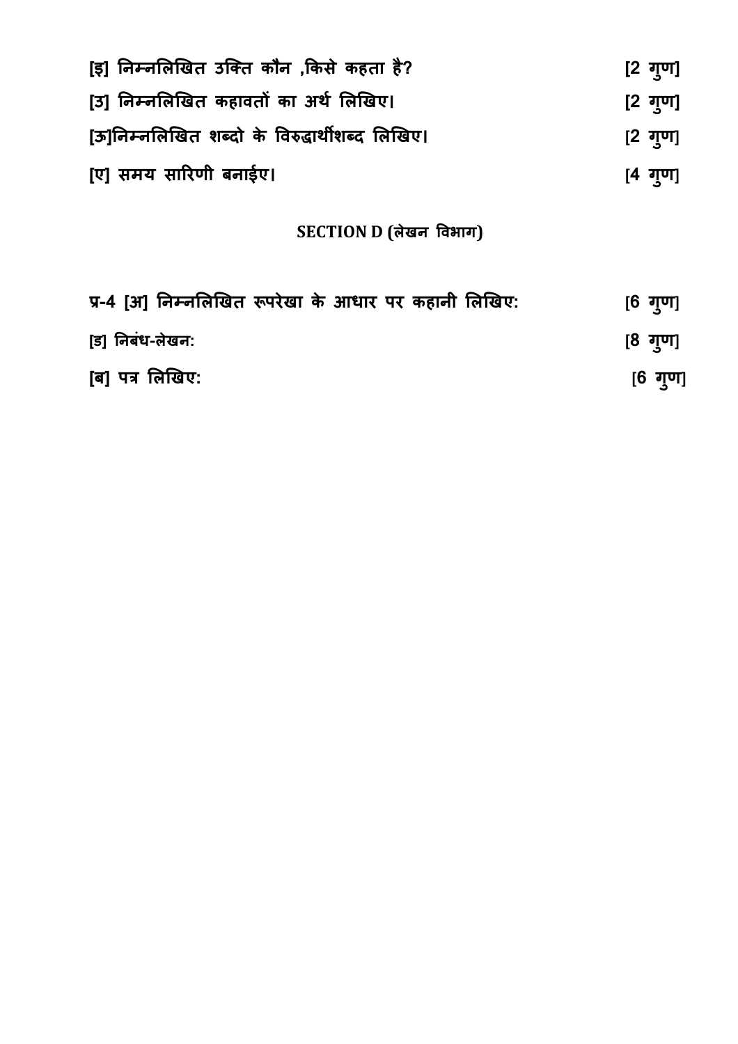[इ] निम्नलिखित उक्ति कौन ,किसे कहता है? [2 गुण]

[उ] निम्नलिखित कहावतों का अर्थ लिखिए। [2 गुण]

[ऊ]निम्नलिखित शब्दो के विरुद्धार्थीशब्द लिखिए। [2 गुण]

[ए] समय सारिणी बनाईए। [4 गुण]

## SECTION D (लेखन विभाग)

प्र-4 [अ] निम्नलिखित रूपरेखा के आधार पर कहानी लिखिए: [6 गुण]

[ड] निबंध-लेखन: [8 गुण]

[ब] पत्र लिखिए: [6 गुण]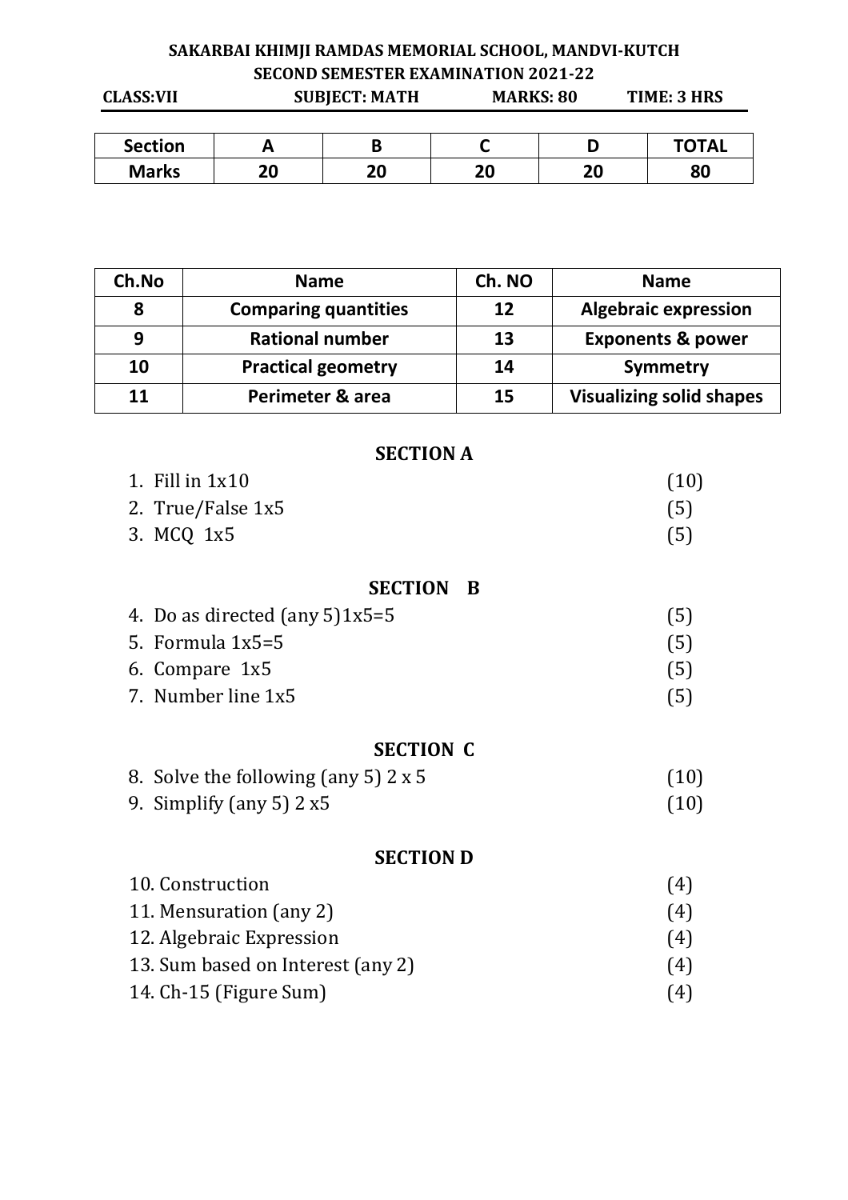**SAKARBAI KHIMJI RAMDAS MEMORIAL SCHOOL, MANDVI-KUTCH**

**SECOND SEMESTER EXAMINATION 2021-22**

**CLASS:VII** **SUBJECT: MATH** **MARKS: 80** **TIME: 3 HRS**

| Section | A | B | C | D | TOTAL |
|---|---|---|---|---|---|
| Marks | 20 | 20 | 20 | 20 | 80 |

| Ch.No | Name | Ch. NO | Name |
|---|---|---|---|
| 8 | Comparing quantities | 12 | Algebraic expression |
| 9 | Rational number | 13 | Exponents & power |
| 10 | Practical geometry | 14 | Symmetry |
| 11 | Perimeter & area | 15 | Visualizing solid shapes |

## SECTION A

1. Fill in 1x10 (10)
2. True/False 1x5 (5)
3. MCQ 1x5 (5)

## SECTION B

4. Do as directed (any 5)1x5=5 (5)
5. Formula 1x5=5 (5)
6. Compare 1x5 (5)
7. Number line 1x5 (5)

## SECTION C

8. Solve the following (any 5) 2 x 5 (10)
9. Simplify (any 5) 2 x5 (10)

## SECTION D

10. Construction (4)
11. Mensuration (any 2) (4)
12. Algebraic Expression (4)
13. Sum based on Interest (any 2) (4)
14. Ch-15 (Figure Sum) (4)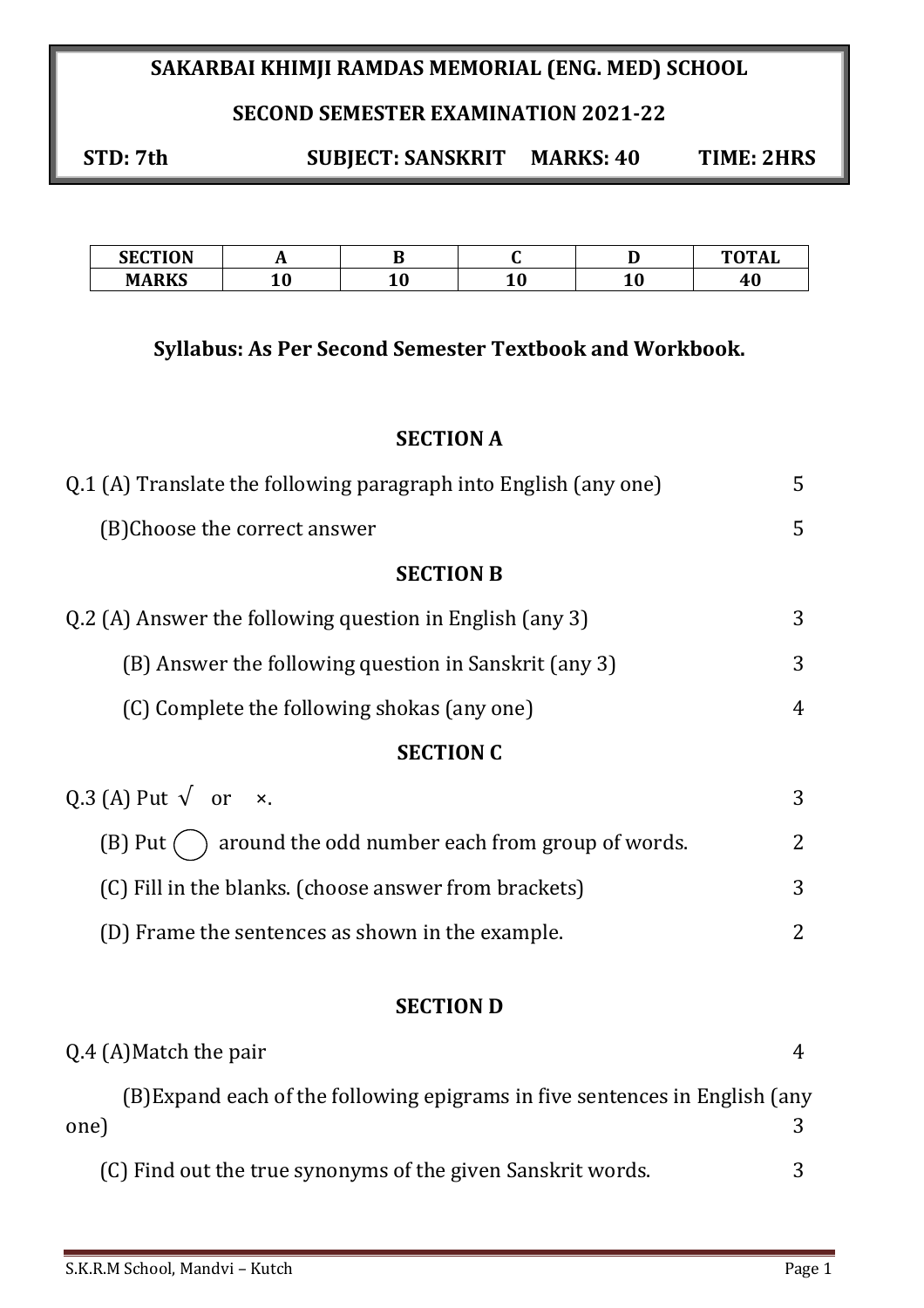**SAKARBAI KHIMJI RAMDAS MEMORIAL (ENG. MED) SCHOOL**

**SECOND SEMESTER EXAMINATION 2021-22**

**STD: 7th SUBJECT: SANSKRIT MARKS: 40 TIME: 2HRS**

| SECTION | A | B | C | D | TOTAL |
|---|---|---|---|---|---|
| MARKS | 10 | 10 | 10 | 10 | 40 |

**Syllabus: As Per Second Semester Textbook and Workbook.**

## SECTION A

Q.1 (A) Translate the following paragraph into English (any one) 5

(B)Choose the correct answer 5

## SECTION B

Q.2 (A) Answer the following question in English (any 3) 3

(B) Answer the following question in Sanskrit (any 3) 3

(C) Complete the following shokas (any one) 4

## SECTION C

Q.3 (A) Put √ or ×. 3

(B) Put ◯ around the odd number each from group of words. 2

(C) Fill in the blanks. (choose answer from brackets) 3

(D) Frame the sentences as shown in the example. 2

## SECTION D

Q.4 (A)Match the pair 4

(B)Expand each of the following epigrams in five sentences in English (any one) 3

(C) Find out the true synonyms of the given Sanskrit words. 3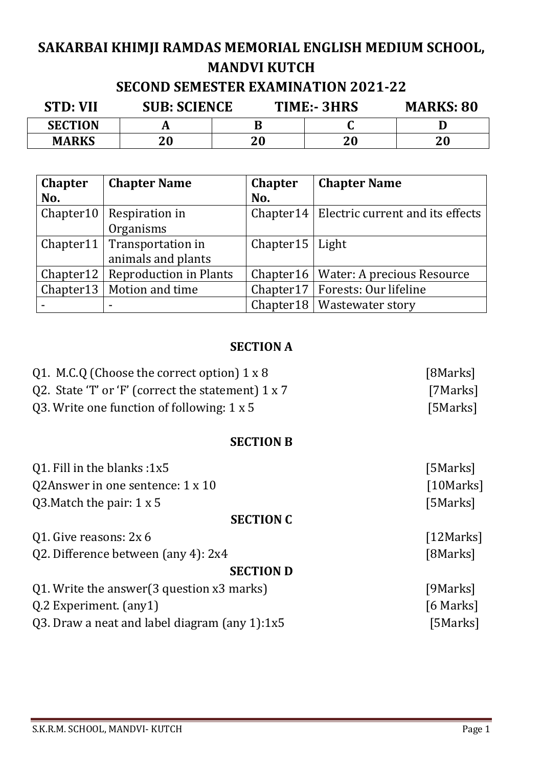# SAKARBAI KHIMJI RAMDAS MEMORIAL ENGLISH MEDIUM SCHOOL, MANDVI KUTCH

## SECOND SEMESTER EXAMINATION 2021-22

**STD: VII** **SUB: SCIENCE** **TIME:- 3HRS** **MARKS: 80**

| SECTION | A | B | C | D |
|---|---|---|---|---|
| MARKS | 20 | 20 | 20 | 20 |

| Chapter No. | Chapter Name | Chapter No. | Chapter Name |
|---|---|---|---|
| Chapter10 | Respiration in Organisms | Chapter14 | Electric current and its effects |
| Chapter11 | Transportation in animals and plants | Chapter15 | Light |
| Chapter12 | Reproduction in Plants | Chapter16 | Water: A precious Resource |
| Chapter13 | Motion and time | Chapter17 | Forests: Our lifeline |
| - | - | Chapter18 | Wastewater story |

### SECTION A

Q1. M.C.Q (Choose the correct option) 1 x 8 [8Marks]

Q2. State 'T' or 'F' (correct the statement) 1 x 7 [7Marks]

Q3. Write one function of following: 1 x 5 [5Marks]

### SECTION B

Q1. Fill in the blanks :1x5 [5Marks]

Q2Answer in one sentence: 1 x 10 [10Marks]

Q3.Match the pair: 1 x 5 [5Marks]

### SECTION C

Q1. Give reasons: 2x 6 [12Marks]

Q2. Difference between (any 4): 2x4 [8Marks]

### SECTION D

Q1. Write the answer(3 question x3 marks) [9Marks]

Q.2 Experiment. (any1) [6 Marks]

Q3. Draw a neat and label diagram (any 1):1x5 [5Marks]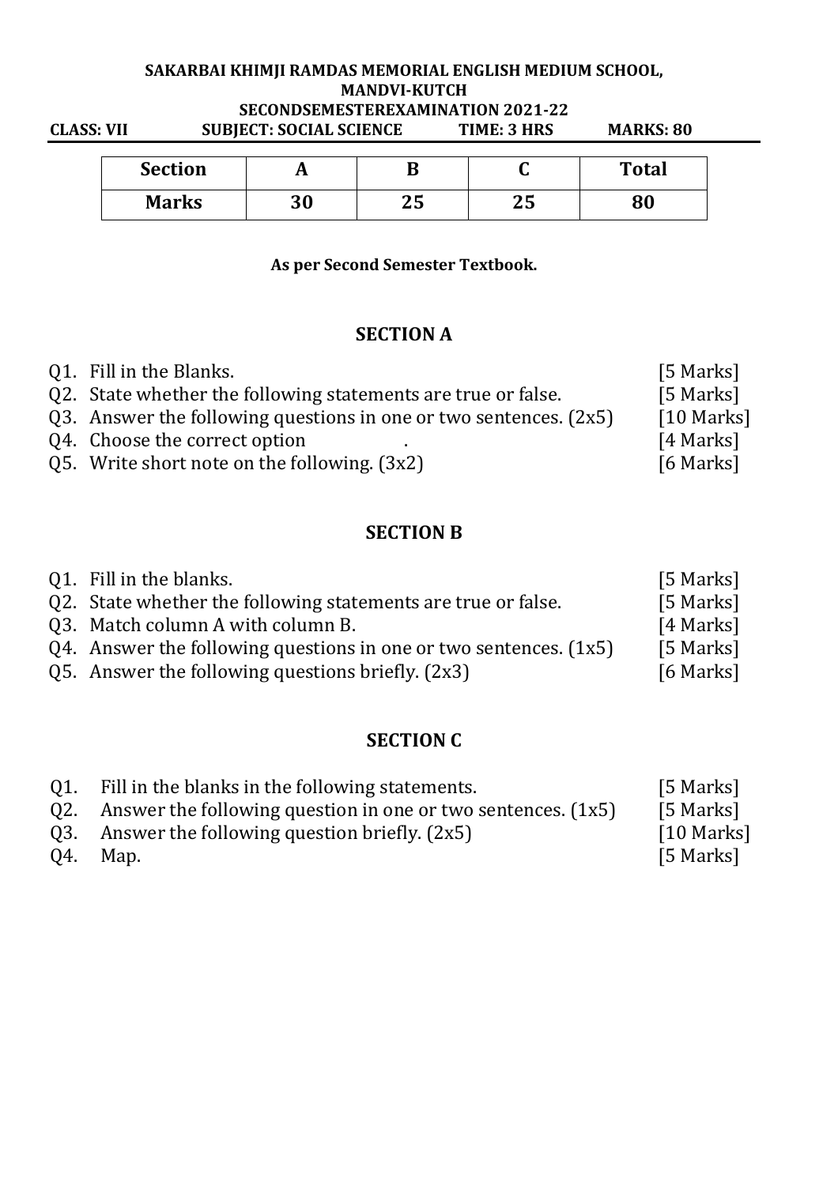**SAKARBAI KHIMJI RAMDAS MEMORIAL ENGLISH MEDIUM SCHOOL, MANDVI-KUTCH**

**SECONDSEMESTEREXAMINATION 2021-22**

**CLASS: VII SUBJECT: SOCIAL SCIENCE TIME: 3 HRS MARKS: 80**

| Section | A | B | C | Total |
|---|---|---|---|---|
| Marks | 30 | 25 | 25 | 80 |

**As per Second Semester Textbook.**

## SECTION A

Q1. Fill in the Blanks. [5 Marks]
Q2. State whether the following statements are true or false. [5 Marks]
Q3. Answer the following questions in one or two sentences. (2x5) [10 Marks]
Q4. Choose the correct option . [4 Marks]
Q5. Write short note on the following. (3x2) [6 Marks]

## SECTION B

Q1. Fill in the blanks. [5 Marks]
Q2. State whether the following statements are true or false. [5 Marks]
Q3. Match column A with column B. [4 Marks]
Q4. Answer the following questions in one or two sentences. (1x5) [5 Marks]
Q5. Answer the following questions briefly. (2x3) [6 Marks]

## SECTION C

Q1. Fill in the blanks in the following statements. [5 Marks]
Q2. Answer the following question in one or two sentences. (1x5) [5 Marks]
Q3. Answer the following question briefly. (2x5) [10 Marks]
Q4. Map. [5 Marks]